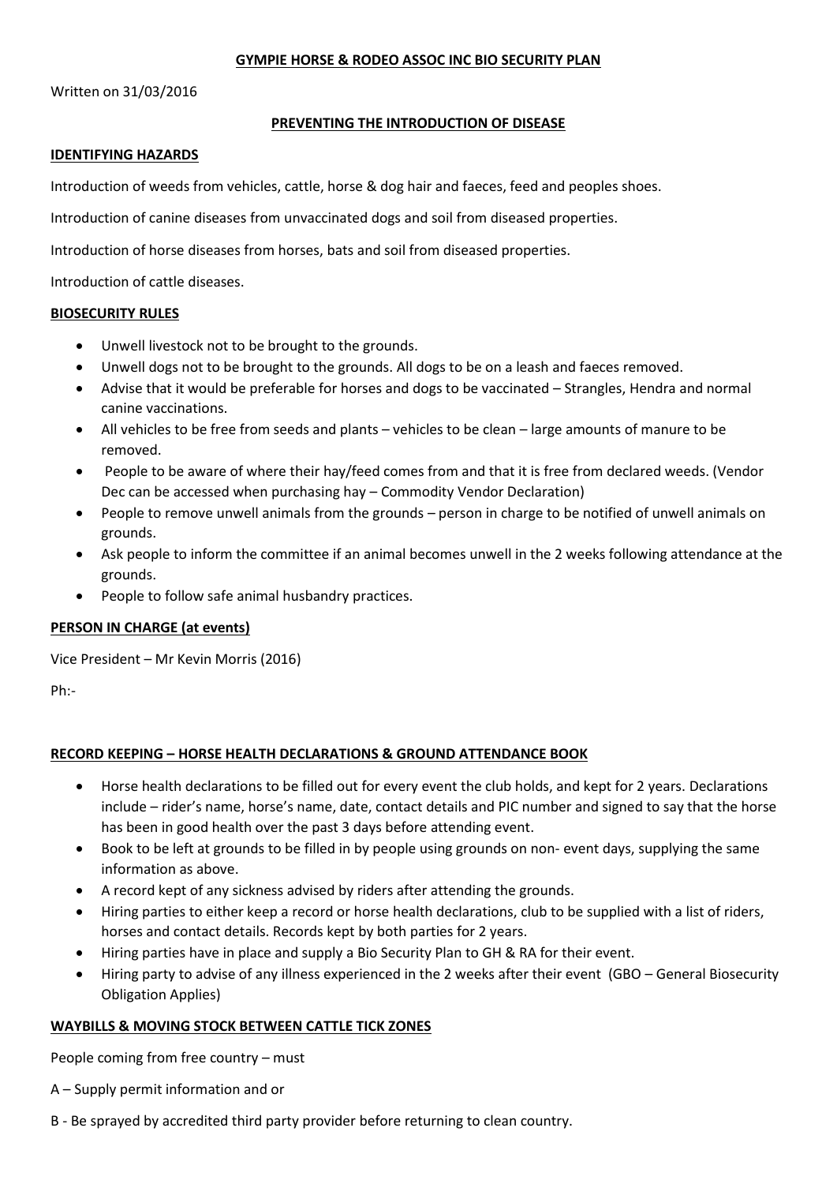# **GYMPIE HORSE & RODEO ASSOC INC BIO SECURITY PLAN**

Written on 31/03/2016

## **PREVENTING THE INTRODUCTION OF DISEASE**

### **IDENTIFYING HAZARDS**

Introduction of weeds from vehicles, cattle, horse & dog hair and faeces, feed and peoples shoes.

Introduction of canine diseases from unvaccinated dogs and soil from diseased properties.

Introduction of horse diseases from horses, bats and soil from diseased properties.

Introduction of cattle diseases.

### **BIOSECURITY RULES**

- Unwell livestock not to be brought to the grounds.
- Unwell dogs not to be brought to the grounds. All dogs to be on a leash and faeces removed.
- Advise that it would be preferable for horses and dogs to be vaccinated – Strangles, Hendra and normal canine vaccinations.
- All vehicles to be free from seeds and plants – vehicles to be clean – large amounts of manure to be removed.
- People to be aware of where their hay/feed comes from and that it is free from declared weeds. (Vendor Dec can be accessed when purchasing hay – Commodity Vendor Declaration)
- People to remove unwell animals from the grounds – person in charge to be notified of unwell animals on grounds.
- Ask people to inform the committee if an animal becomes unwell in the 2 weeks following attendance at the grounds.
- People to follow safe animal husbandry practices.

### **PERSON IN CHARGE (at events)**

Vice President – Mr Kevin Morris (2016)

Ph:-

### **RECORD KEEPING – HORSE HEALTH DECLARATIONS & GROUND ATTENDANCE BOOK**

- Horse health declarations to be filled out for every event the club holds, and kept for 2 years. Declarations include – rider's name, horse's name, date, contact details and PIC number and signed to say that the horse has been in good health over the past 3 days before attending event.
- Book to be left at grounds to be filled in by people using grounds on non- event days, supplying the same information as above.
- A record kept of any sickness advised by riders after attending the grounds.
- Hiring parties to either keep a record or horse health declarations, club to be supplied with a list of riders, horses and contact details. Records kept by both parties for 2 years.
- Hiring parties have in place and supply a Bio Security Plan to GH & RA for their event.
- Hiring party to advise of any illness experienced in the 2 weeks after their event (GBO – General Biosecurity Obligation Applies)

### **WAYBILLS & MOVING STOCK BETWEEN CATTLE TICK ZONES**

People coming from free country – must

A – Supply permit information and or

B - Be sprayed by accredited third party provider before returning to clean country.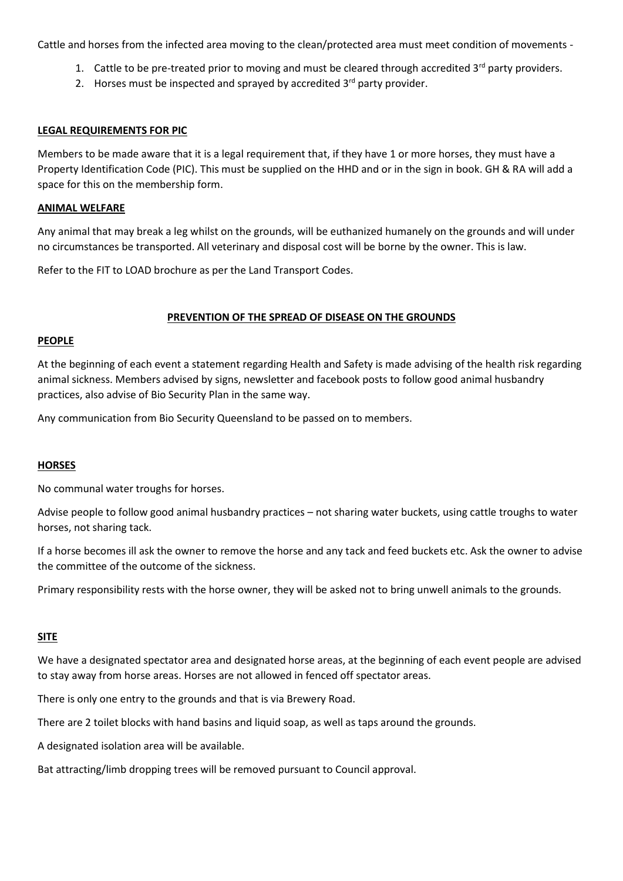Cattle and horses from the infected area moving to the clean/protected area must meet condition of movements -

1. Cattle to be pre-treated prior to moving and must be cleared through accredited 3rd party providers.
2. Horses must be inspected and sprayed by accredited 3rd party provider.

**LEGAL REQUIREMENTS FOR PIC**

Members to be made aware that it is a legal requirement that, if they have 1 or more horses, they must have a Property Identification Code (PIC). This must be supplied on the HHD and or in the sign in book. GH & RA will add a space for this on the membership form.

**ANIMAL WELFARE**

Any animal that may break a leg whilst on the grounds, will be euthanized humanely on the grounds and will under no circumstances be transported. All veterinary and disposal cost will be borne by the owner. This is law.

Refer to the FIT to LOAD brochure as per the Land Transport Codes.

**PREVENTION OF THE SPREAD OF DISEASE ON THE GROUNDS**

**PEOPLE**

At the beginning of each event a statement regarding Health and Safety is made advising of the health risk regarding animal sickness. Members advised by signs, newsletter and facebook posts to follow good animal husbandry practices, also advise of Bio Security Plan in the same way.

Any communication from Bio Security Queensland to be passed on to members.

**HORSES**

No communal water troughs for horses.

Advise people to follow good animal husbandry practices – not sharing water buckets, using cattle troughs to water horses, not sharing tack.

If a horse becomes ill ask the owner to remove the horse and any tack and feed buckets etc. Ask the owner to advise the committee of the outcome of the sickness.

Primary responsibility rests with the horse owner, they will be asked not to bring unwell animals to the grounds.

**SITE**

We have a designated spectator area and designated horse areas, at the beginning of each event people are advised to stay away from horse areas. Horses are not allowed in fenced off spectator areas.

There is only one entry to the grounds and that is via Brewery Road.

There are 2 toilet blocks with hand basins and liquid soap, as well as taps around the grounds.

A designated isolation area will be available.

Bat attracting/limb dropping trees will be removed pursuant to Council approval.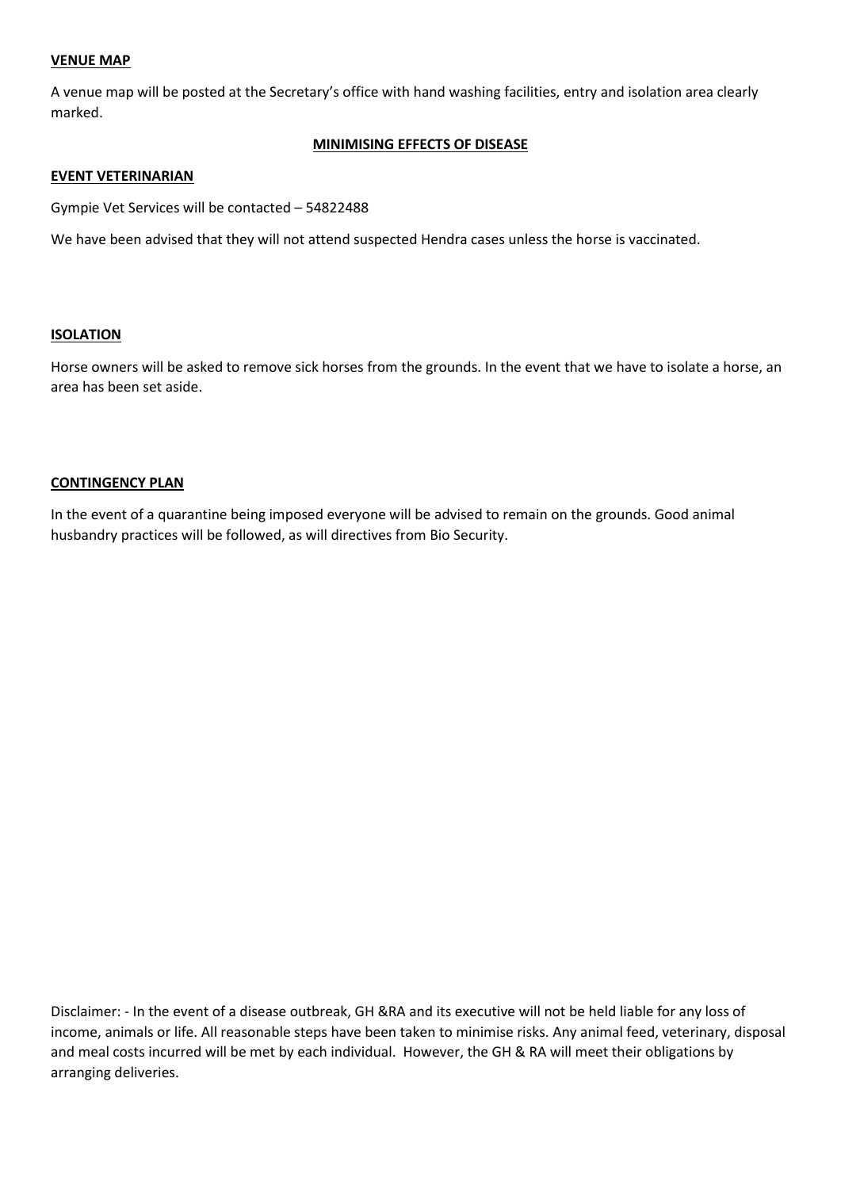**VENUE MAP**

A venue map will be posted at the Secretary's office with hand washing facilities, entry and isolation area clearly marked.

## MINIMISING EFFECTS OF DISEASE

**EVENT VETERINARIAN**

Gympie Vet Services will be contacted – 54822488

We have been advised that they will not attend suspected Hendra cases unless the horse is vaccinated.

**ISOLATION**

Horse owners will be asked to remove sick horses from the grounds. In the event that we have to isolate a horse, an area has been set aside.

**CONTINGENCY PLAN**

In the event of a quarantine being imposed everyone will be advised to remain on the grounds. Good animal husbandry practices will be followed, as will directives from Bio Security.

Disclaimer: - In the event of a disease outbreak, GH &RA and its executive will not be held liable for any loss of income, animals or life. All reasonable steps have been taken to minimise risks. Any animal feed, veterinary, disposal and meal costs incurred will be met by each individual. However, the GH & RA will meet their obligations by arranging deliveries.